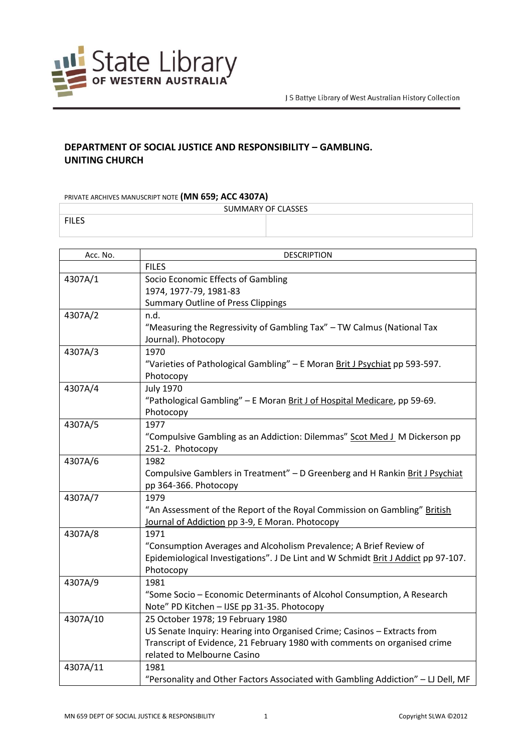# DEPARTMENT OF SOCIAL JUSTICE AND RESPONSIBILITY – GAMBLING. UNITING CHURCH

PRIVATE ARCHIVES MANUSCRIPT NOTE **(MN 659; ACC 4307A)**

| SUMMARY OF CLASSES | |
|---|---|
| FILES | |

| Acc. No. | DESCRIPTION |
|---|---|
| | FILES |
| 4307A/1 | Socio Economic Effects of Gambling<br>1974, 1977-79, 1981-83<br>Summary Outline of Press Clippings |
| 4307A/2 | n.d.<br>"Measuring the Regressivity of Gambling Tax" – TW Calmus (National Tax Journal). Photocopy |
| 4307A/3 | 1970<br>"Varieties of Pathological Gambling" – E Moran Brit J Psychiat pp 593-597. Photocopy |
| 4307A/4 | July 1970<br>"Pathological Gambling" – E Moran Brit J of Hospital Medicare, pp 59-69. Photocopy |
| 4307A/5 | 1977<br>"Compulsive Gambling as an Addiction: Dilemmas" Scot Med J M Dickerson pp 251-2. Photocopy |
| 4307A/6 | 1982<br>Compulsive Gamblers in Treatment" – D Greenberg and H Rankin Brit J Psychiat pp 364-366. Photocopy |
| 4307A/7 | 1979<br>"An Assessment of the Report of the Royal Commission on Gambling" British Journal of Addiction pp 3-9, E Moran. Photocopy |
| 4307A/8 | 1971<br>"Consumption Averages and Alcoholism Prevalence; A Brief Review of Epidemiological Investigations". J De Lint and W Schmidt Brit J Addict pp 97-107. Photocopy |
| 4307A/9 | 1981<br>"Some Socio – Economic Determinants of Alcohol Consumption, A Research Note" PD Kitchen – IJSE pp 31-35. Photocopy |
| 4307A/10 | 25 October 1978; 19 February 1980<br>US Senate Inquiry: Hearing into Organised Crime; Casinos – Extracts from Transcript of Evidence, 21 February 1980 with comments on organised crime related to Melbourne Casino |
| 4307A/11 | 1981<br>"Personality and Other Factors Associated with Gambling Addiction" – LJ Dell, MF |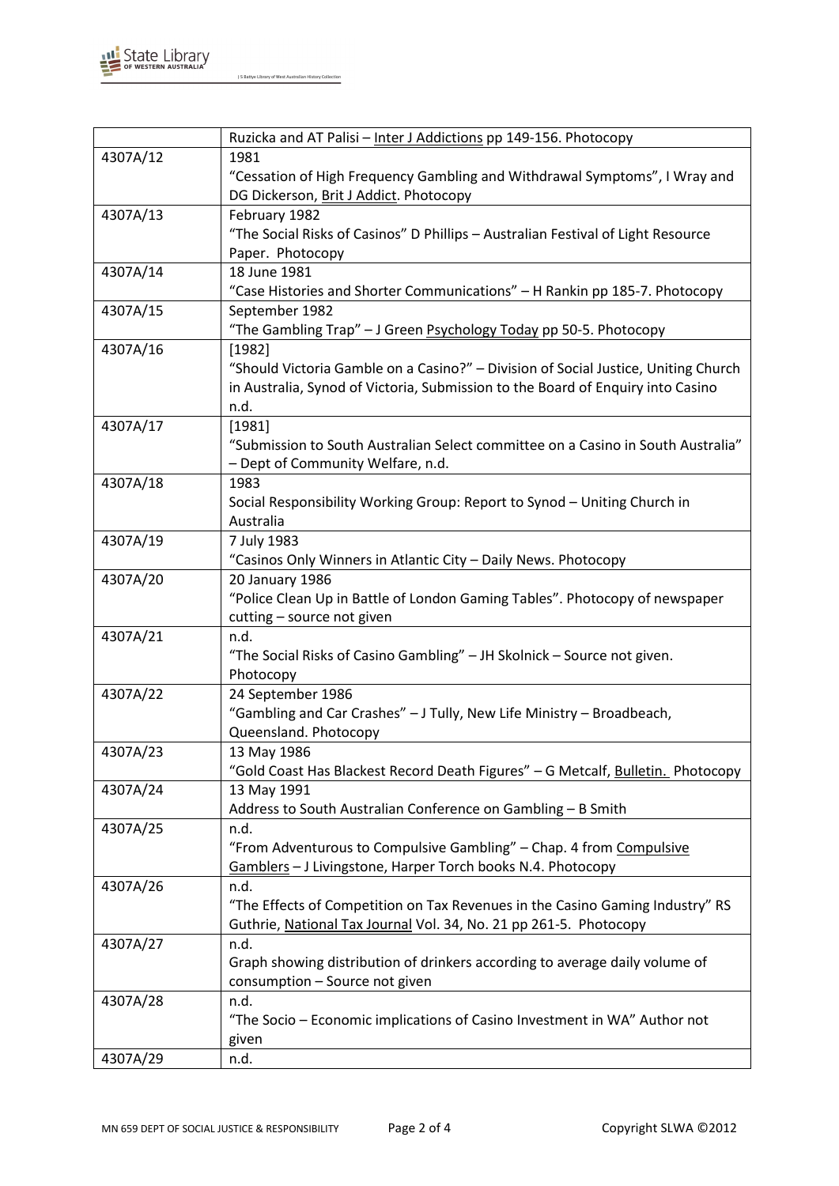| | |
|---|---|
| | Ruzicka and AT Palisi – Inter J Addictions pp 149-156. Photocopy |
| 4307A/12 | 1981<br>"Cessation of High Frequency Gambling and Withdrawal Symptoms", I Wray and DG Dickerson, Brit J Addict. Photocopy |
| 4307A/13 | February 1982<br>"The Social Risks of Casinos" D Phillips – Australian Festival of Light Resource Paper. Photocopy |
| 4307A/14 | 18 June 1981<br>"Case Histories and Shorter Communications" – H Rankin pp 185-7. Photocopy |
| 4307A/15 | September 1982<br>"The Gambling Trap" – J Green Psychology Today pp 50-5. Photocopy |
| 4307A/16 | [1982]<br>"Should Victoria Gamble on a Casino?" – Division of Social Justice, Uniting Church in Australia, Synod of Victoria, Submission to the Board of Enquiry into Casino n.d. |
| 4307A/17 | [1981]<br>"Submission to South Australian Select committee on a Casino in South Australia" – Dept of Community Welfare, n.d. |
| 4307A/18 | 1983<br>Social Responsibility Working Group: Report to Synod – Uniting Church in Australia |
| 4307A/19 | 7 July 1983<br>"Casinos Only Winners in Atlantic City – Daily News. Photocopy |
| 4307A/20 | 20 January 1986<br>"Police Clean Up in Battle of London Gaming Tables". Photocopy of newspaper cutting – source not given |
| 4307A/21 | n.d.<br>"The Social Risks of Casino Gambling" – JH Skolnick – Source not given. Photocopy |
| 4307A/22 | 24 September 1986<br>"Gambling and Car Crashes" – J Tully, New Life Ministry – Broadbeach, Queensland. Photocopy |
| 4307A/23 | 13 May 1986<br>"Gold Coast Has Blackest Record Death Figures" – G Metcalf, Bulletin. Photocopy |
| 4307A/24 | 13 May 1991<br>Address to South Australian Conference on Gambling – B Smith |
| 4307A/25 | n.d.<br>"From Adventurous to Compulsive Gambling" – Chap. 4 from Compulsive Gamblers – J Livingstone, Harper Torch books N.4. Photocopy |
| 4307A/26 | n.d.<br>"The Effects of Competition on Tax Revenues in the Casino Gaming Industry" RS Guthrie, National Tax Journal Vol. 34, No. 21 pp 261-5. Photocopy |
| 4307A/27 | n.d.<br>Graph showing distribution of drinkers according to average daily volume of consumption – Source not given |
| 4307A/28 | n.d.<br>"The Socio – Economic implications of Casino Investment in WA" Author not given |
| 4307A/29 | n.d. |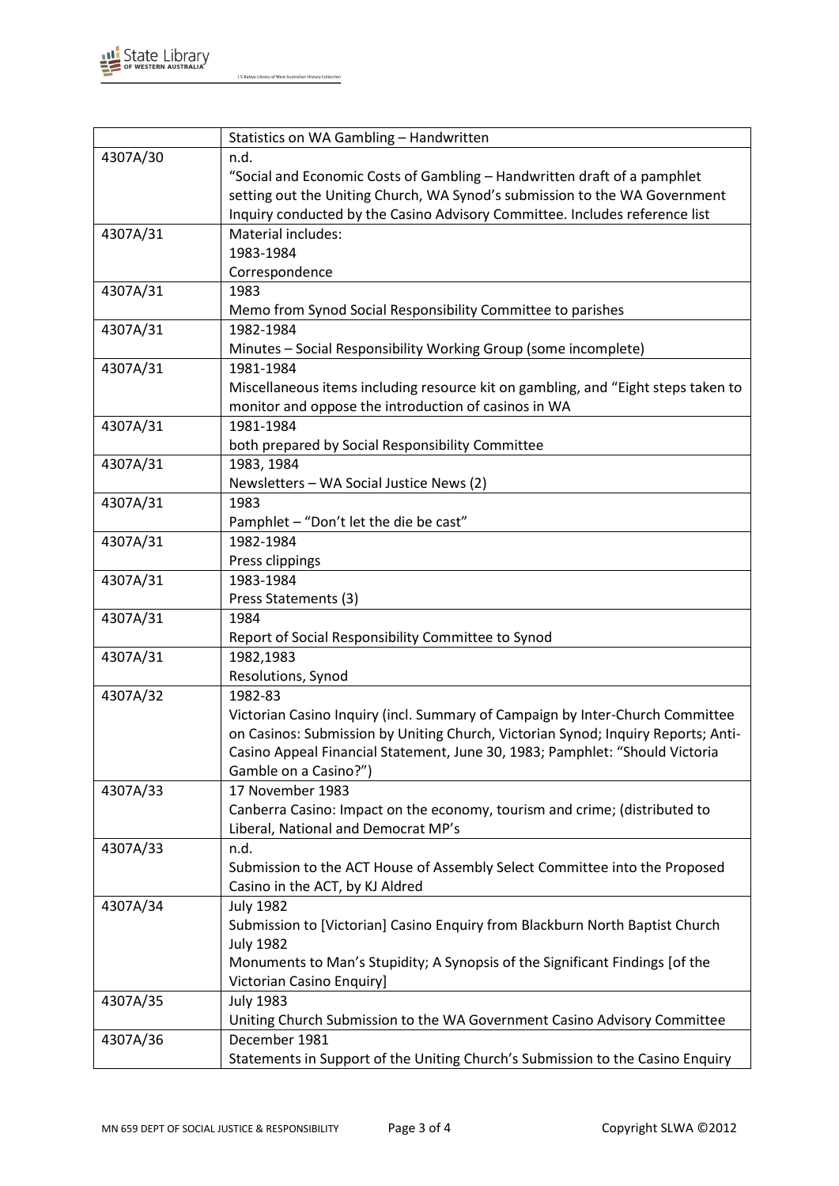| | Statistics on WA Gambling – Handwritten |
|---|---|
| 4307A/30 | n.d.<br>"Social and Economic Costs of Gambling – Handwritten draft of a pamphlet setting out the Uniting Church, WA Synod's submission to the WA Government Inquiry conducted by the Casino Advisory Committee. Includes reference list |
| 4307A/31 | Material includes:<br>1983-1984<br>Correspondence |
| 4307A/31 | 1983<br>Memo from Synod Social Responsibility Committee to parishes |
| 4307A/31 | 1982-1984<br>Minutes – Social Responsibility Working Group (some incomplete) |
| 4307A/31 | 1981-1984<br>Miscellaneous items including resource kit on gambling, and "Eight steps taken to monitor and oppose the introduction of casinos in WA |
| 4307A/31 | 1981-1984<br>both prepared by Social Responsibility Committee |
| 4307A/31 | 1983, 1984<br>Newsletters – WA Social Justice News (2) |
| 4307A/31 | 1983<br>Pamphlet – "Don't let the die be cast" |
| 4307A/31 | 1982-1984<br>Press clippings |
| 4307A/31 | 1983-1984<br>Press Statements (3) |
| 4307A/31 | 1984<br>Report of Social Responsibility Committee to Synod |
| 4307A/31 | 1982,1983<br>Resolutions, Synod |
| 4307A/32 | 1982-83<br>Victorian Casino Inquiry (incl. Summary of Campaign by Inter-Church Committee on Casinos: Submission by Uniting Church, Victorian Synod; Inquiry Reports; Anti-Casino Appeal Financial Statement, June 30, 1983; Pamphlet: "Should Victoria Gamble on a Casino?") |
| 4307A/33 | 17 November 1983<br>Canberra Casino: Impact on the economy, tourism and crime; (distributed to Liberal, National and Democrat MP's |
| 4307A/33 | n.d.<br>Submission to the ACT House of Assembly Select Committee into the Proposed Casino in the ACT, by KJ Aldred |
| 4307A/34 | July 1982<br>Submission to [Victorian] Casino Enquiry from Blackburn North Baptist Church<br>July 1982<br>Monuments to Man's Stupidity; A Synopsis of the Significant Findings [of the Victorian Casino Enquiry] |
| 4307A/35 | July 1983<br>Uniting Church Submission to the WA Government Casino Advisory Committee |
| 4307A/36 | December 1981<br>Statements in Support of the Uniting Church's Submission to the Casino Enquiry |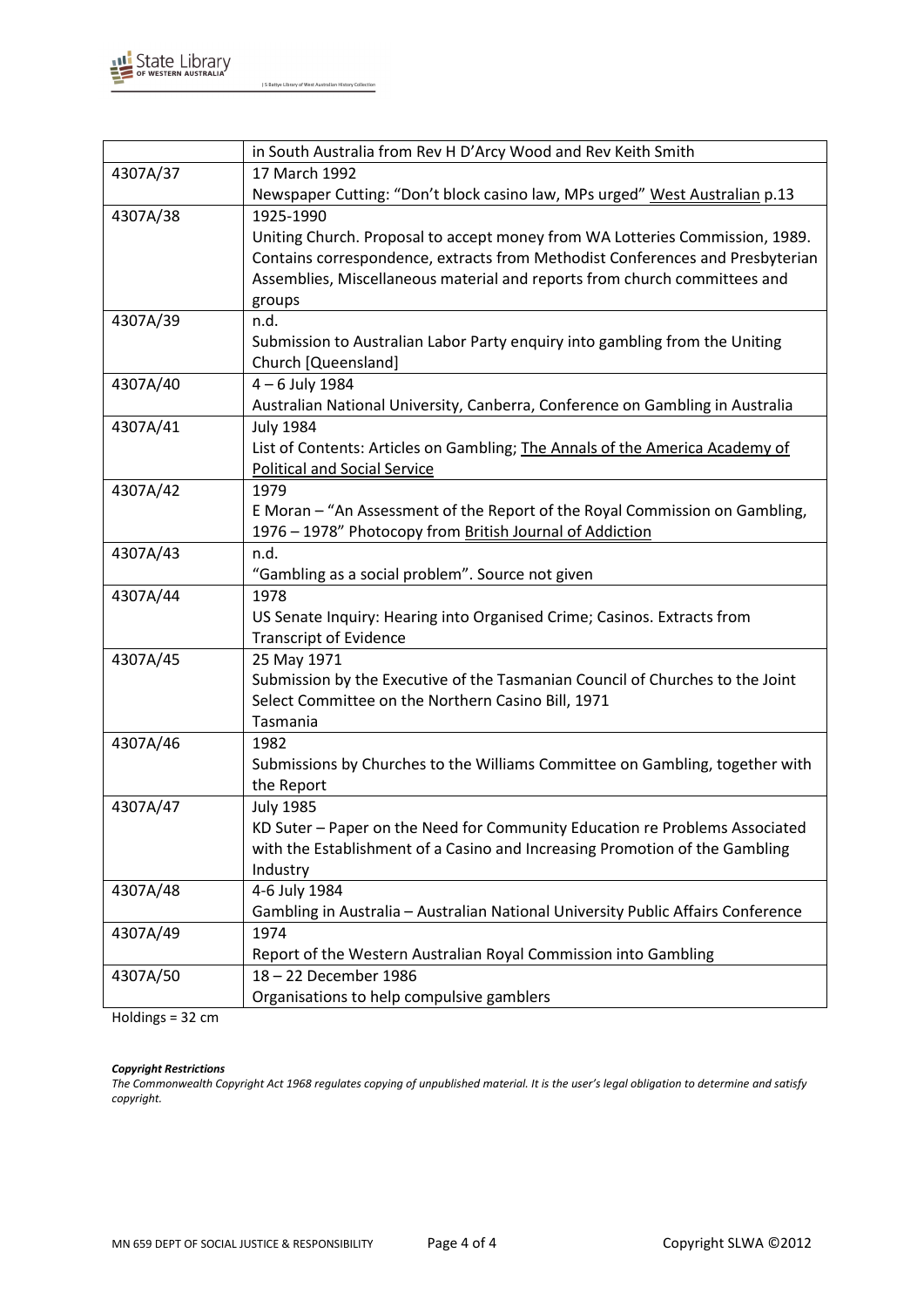| | |
|---|---|
| | in South Australia from Rev H D'Arcy Wood and Rev Keith Smith |
| 4307A/37 | 17 March 1992<br>Newspaper Cutting: "Don't block casino law, MPs urged" West Australian p.13 |
| 4307A/38 | 1925-1990<br>Uniting Church. Proposal to accept money from WA Lotteries Commission, 1989. Contains correspondence, extracts from Methodist Conferences and Presbyterian Assemblies, Miscellaneous material and reports from church committees and groups |
| 4307A/39 | n.d.<br>Submission to Australian Labor Party enquiry into gambling from the Uniting Church [Queensland] |
| 4307A/40 | 4 – 6 July 1984<br>Australian National University, Canberra, Conference on Gambling in Australia |
| 4307A/41 | July 1984<br>List of Contents: Articles on Gambling; The Annals of the America Academy of Political and Social Service |
| 4307A/42 | 1979<br>E Moran – "An Assessment of the Report of the Royal Commission on Gambling, 1976 – 1978" Photocopy from British Journal of Addiction |
| 4307A/43 | n.d.<br>"Gambling as a social problem". Source not given |
| 4307A/44 | 1978<br>US Senate Inquiry: Hearing into Organised Crime; Casinos. Extracts from Transcript of Evidence |
| 4307A/45 | 25 May 1971<br>Submission by the Executive of the Tasmanian Council of Churches to the Joint Select Committee on the Northern Casino Bill, 1971<br>Tasmania |
| 4307A/46 | 1982<br>Submissions by Churches to the Williams Committee on Gambling, together with the Report |
| 4307A/47 | July 1985<br>KD Suter – Paper on the Need for Community Education re Problems Associated with the Establishment of a Casino and Increasing Promotion of the Gambling Industry |
| 4307A/48 | 4-6 July 1984<br>Gambling in Australia – Australian National University Public Affairs Conference |
| 4307A/49 | 1974<br>Report of the Western Australian Royal Commission into Gambling |
| 4307A/50 | 18 – 22 December 1986<br>Organisations to help compulsive gamblers |

Holdings = 32 cm

***Copyright Restrictions***

*The Commonwealth Copyright Act 1968 regulates copying of unpublished material. It is the user's legal obligation to determine and satisfy copyright.*